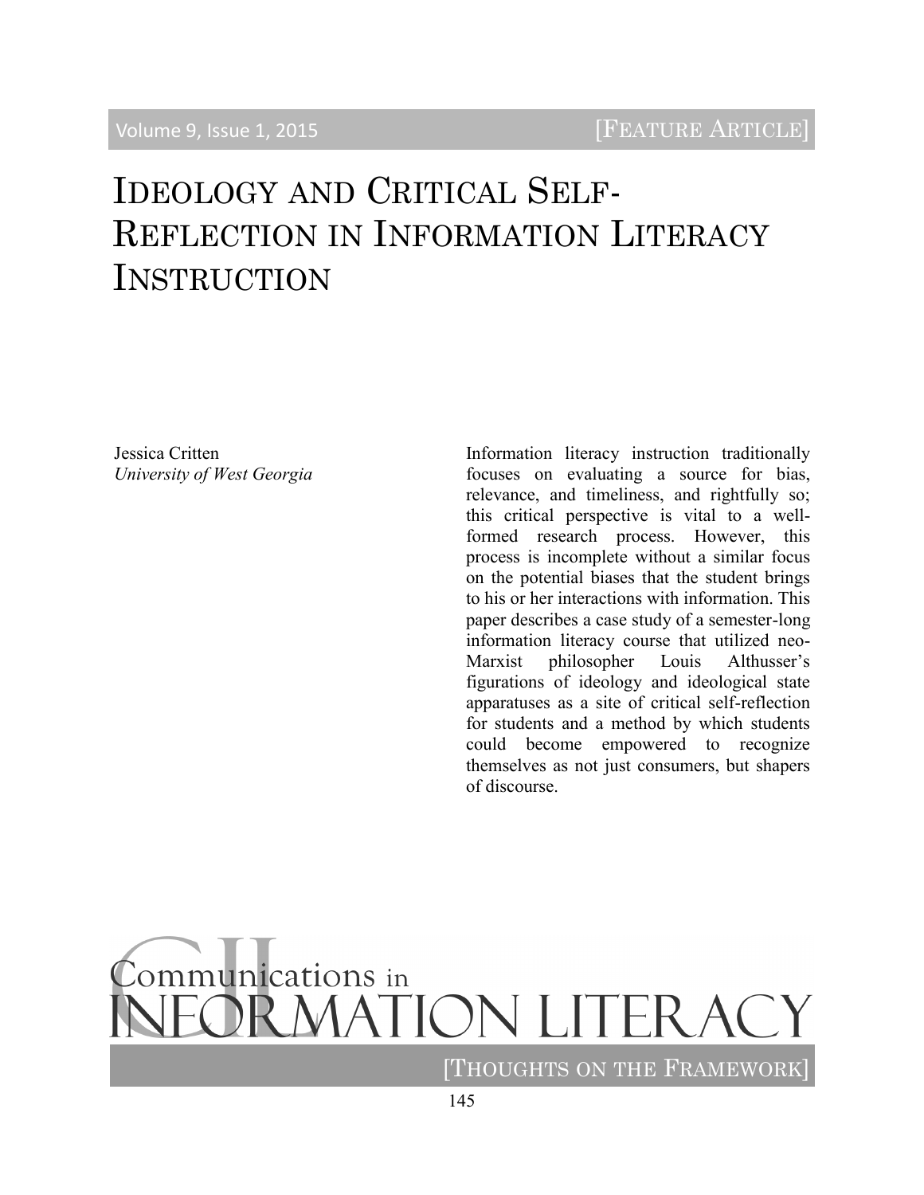[FEATURE ARTICLE]

# Ideology and Critical Self-Reflection in Information Literacy Instruction

Jessica Critten
*University of West Georgia*

Information literacy instruction traditionally focuses on evaluating a source for bias, relevance, and timeliness, and rightfully so; this critical perspective is vital to a well-formed research process. However, this process is incomplete without a similar focus on the potential biases that the student brings to his or her interactions with information. This paper describes a case study of a semester-long information literacy course that utilized neo-Marxist philosopher Louis Althusser's figurations of ideology and ideological state apparatuses as a site of critical self-reflection for students and a method by which students could become empowered to recognize themselves as not just consumers, but shapers of discourse.

[THOUGHTS ON THE FRAMEWORK]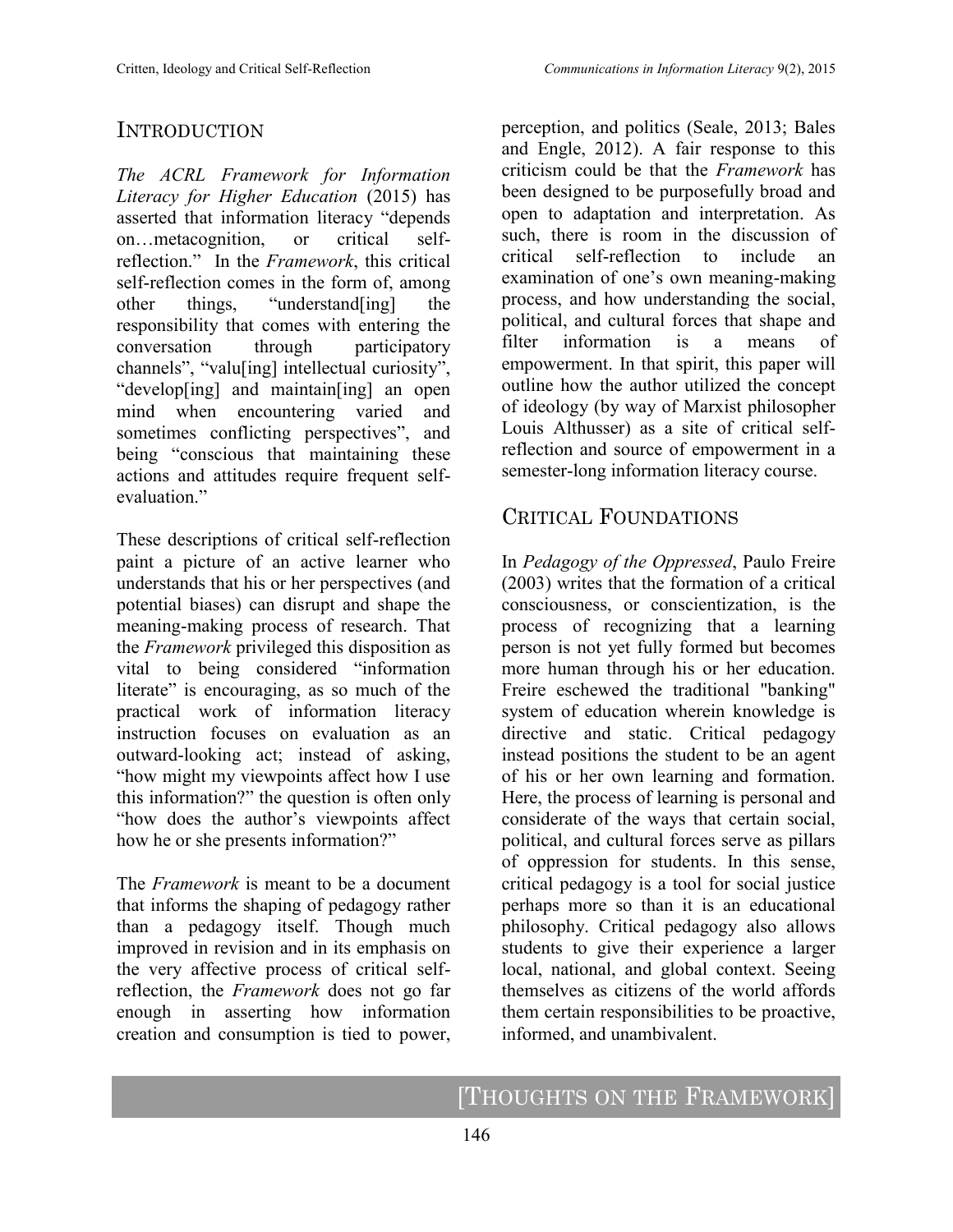## Introduction

*The ACRL Framework for Information Literacy for Higher Education* (2015) has asserted that information literacy "depends on…metacognition, or critical self-reflection." In the *Framework*, this critical self-reflection comes in the form of, among other things, "understand[ing] the responsibility that comes with entering the conversation through participatory channels", "valu[ing] intellectual curiosity", "develop[ing] and maintain[ing] an open mind when encountering varied and sometimes conflicting perspectives", and being "conscious that maintaining these actions and attitudes require frequent self-evaluation."

These descriptions of critical self-reflection paint a picture of an active learner who understands that his or her perspectives (and potential biases) can disrupt and shape the meaning-making process of research. That the *Framework* privileged this disposition as vital to being considered "information literate" is encouraging, as so much of the practical work of information literacy instruction focuses on evaluation as an outward-looking act; instead of asking, "how might my viewpoints affect how I use this information?" the question is often only "how does the author's viewpoints affect how he or she presents information?"

The *Framework* is meant to be a document that informs the shaping of pedagogy rather than a pedagogy itself. Though much improved in revision and in its emphasis on the very affective process of critical self-reflection, the *Framework* does not go far enough in asserting how information creation and consumption is tied to power, perception, and politics (Seale, 2013; Bales and Engle, 2012). A fair response to this criticism could be that the *Framework* has been designed to be purposefully broad and open to adaptation and interpretation. As such, there is room in the discussion of critical self-reflection to include an examination of one's own meaning-making process, and how understanding the social, political, and cultural forces that shape and filter information is a means of empowerment. In that spirit, this paper will outline how the author utilized the concept of ideology (by way of Marxist philosopher Louis Althusser) as a site of critical self-reflection and source of empowerment in a semester-long information literacy course.

## Critical Foundations

In *Pedagogy of the Oppressed*, Paulo Freire (2003) writes that the formation of a critical consciousness, or conscientization, is the process of recognizing that a learning person is not yet fully formed but becomes more human through his or her education. Freire eschewed the traditional "banking" system of education wherein knowledge is directive and static. Critical pedagogy instead positions the student to be an agent of his or her own learning and formation. Here, the process of learning is personal and considerate of the ways that certain social, political, and cultural forces serve as pillars of oppression for students. In this sense, critical pedagogy is a tool for social justice perhaps more so than it is an educational philosophy. Critical pedagogy also allows students to give their experience a larger local, national, and global context. Seeing themselves as citizens of the world affords them certain responsibilities to be proactive, informed, and unambivalent.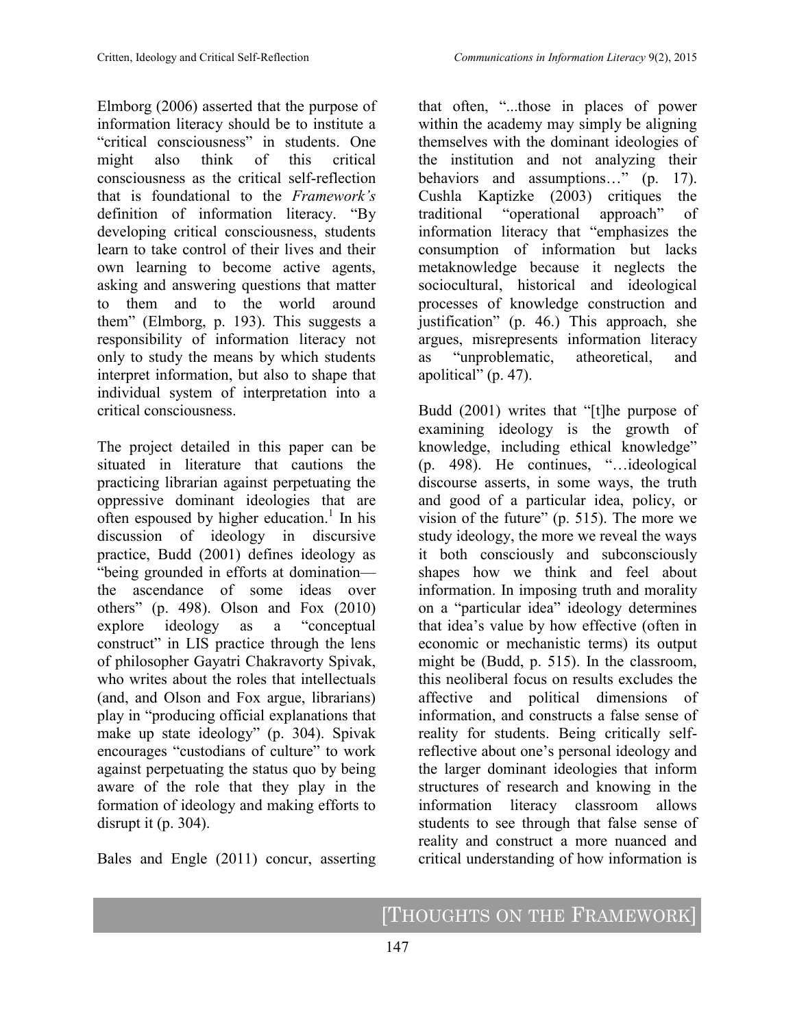Elmborg (2006) asserted that the purpose of information literacy should be to institute a "critical consciousness" in students. One might also think of this critical consciousness as the critical self-reflection that is foundational to the *Framework's* definition of information literacy. "By developing critical consciousness, students learn to take control of their lives and their own learning to become active agents, asking and answering questions that matter to them and to the world around them" (Elmborg, p. 193). This suggests a responsibility of information literacy not only to study the means by which students interpret information, but also to shape that individual system of interpretation into a critical consciousness.

The project detailed in this paper can be situated in literature that cautions the practicing librarian against perpetuating the oppressive dominant ideologies that are often espoused by higher education.[1] In his discussion of ideology in discursive practice, Budd (2001) defines ideology as "being grounded in efforts at domination—the ascendance of some ideas over others" (p. 498). Olson and Fox (2010) explore ideology as a "conceptual construct" in LIS practice through the lens of philosopher Gayatri Chakravorty Spivak, who writes about the roles that intellectuals (and, and Olson and Fox argue, librarians) play in "producing official explanations that make up state ideology" (p. 304). Spivak encourages "custodians of culture" to work against perpetuating the status quo by being aware of the role that they play in the formation of ideology and making efforts to disrupt it (p. 304).

Bales and Engle (2011) concur, asserting that often, "...those in places of power within the academy may simply be aligning themselves with the dominant ideologies of the institution and not analyzing their behaviors and assumptions…" (p. 17). Cushla Kaptizke (2003) critiques the traditional "operational approach" of information literacy that "emphasizes the consumption of information but lacks metaknowledge because it neglects the sociocultural, historical and ideological processes of knowledge construction and justification" (p. 46.) This approach, she argues, misrepresents information literacy as "unproblematic, atheoretical, and apolitical" (p. 47).

Budd (2001) writes that "[t]he purpose of examining ideology is the growth of knowledge, including ethical knowledge" (p. 498). He continues, "…ideological discourse asserts, in some ways, the truth and good of a particular idea, policy, or vision of the future" (p. 515). The more we study ideology, the more we reveal the ways it both consciously and subconsciously shapes how we think and feel about information. In imposing truth and morality on a "particular idea" ideology determines that idea's value by how effective (often in economic or mechanistic terms) its output might be (Budd, p. 515). In the classroom, this neoliberal focus on results excludes the affective and political dimensions of information, and constructs a false sense of reality for students. Being critically self-reflective about one's personal ideology and the larger dominant ideologies that inform structures of research and knowing in the information literacy classroom allows students to see through that false sense of reality and construct a more nuanced and critical understanding of how information is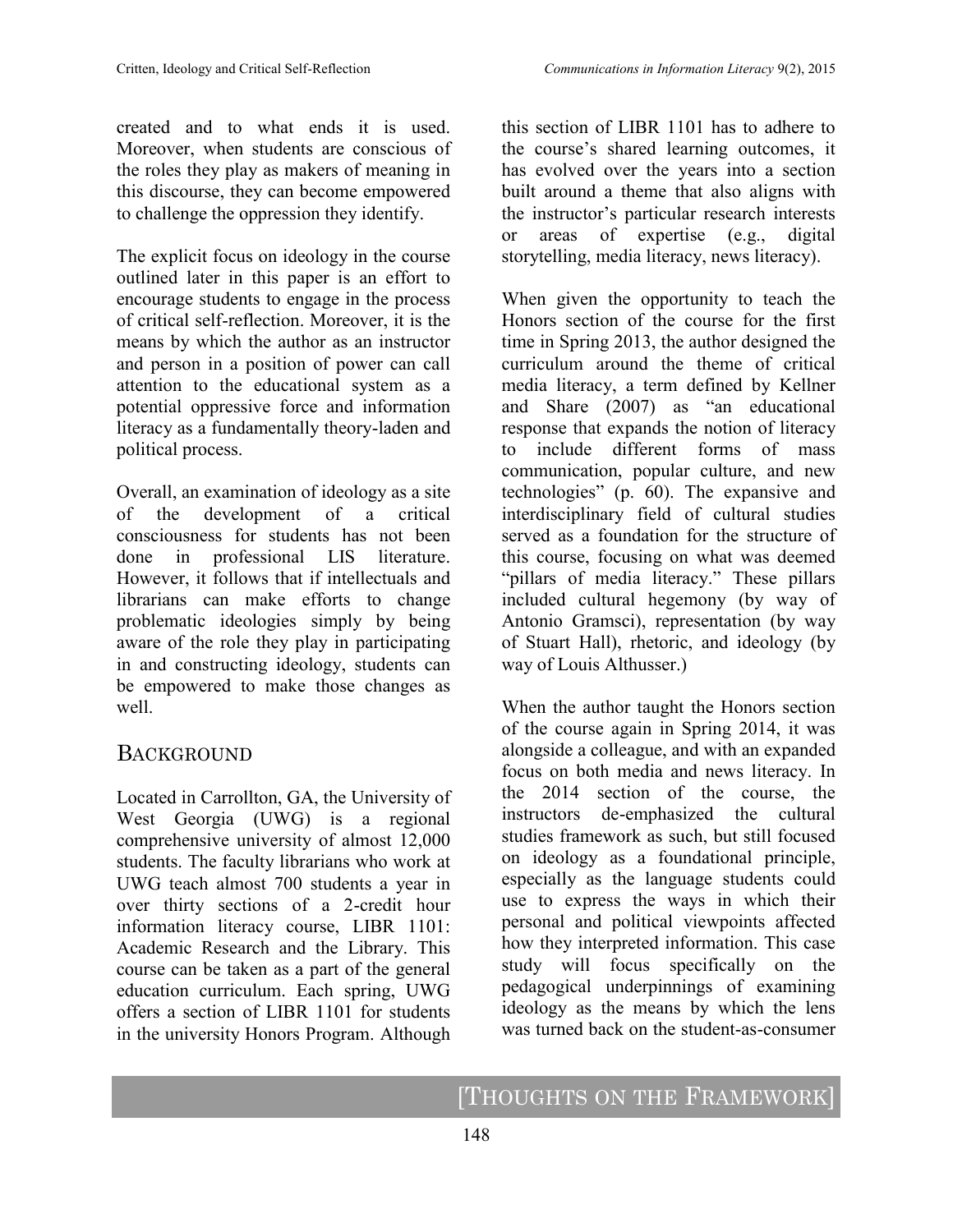created and to what ends it is used. Moreover, when students are conscious of the roles they play as makers of meaning in this discourse, they can become empowered to challenge the oppression they identify.

The explicit focus on ideology in the course outlined later in this paper is an effort to encourage students to engage in the process of critical self-reflection. Moreover, it is the means by which the author as an instructor and person in a position of power can call attention to the educational system as a potential oppressive force and information literacy as a fundamentally theory-laden and political process.

Overall, an examination of ideology as a site of the development of a critical consciousness for students has not been done in professional LIS literature. However, it follows that if intellectuals and librarians can make efforts to change problematic ideologies simply by being aware of the role they play in participating in and constructing ideology, students can be empowered to make those changes as well.

## Background

Located in Carrollton, GA, the University of West Georgia (UWG) is a regional comprehensive university of almost 12,000 students. The faculty librarians who work at UWG teach almost 700 students a year in over thirty sections of a 2-credit hour information literacy course, LIBR 1101: Academic Research and the Library. This course can be taken as a part of the general education curriculum. Each spring, UWG offers a section of LIBR 1101 for students in the university Honors Program. Although this section of LIBR 1101 has to adhere to the course's shared learning outcomes, it has evolved over the years into a section built around a theme that also aligns with the instructor's particular research interests or areas of expertise (e.g., digital storytelling, media literacy, news literacy).

When given the opportunity to teach the Honors section of the course for the first time in Spring 2013, the author designed the curriculum around the theme of critical media literacy, a term defined by Kellner and Share (2007) as "an educational response that expands the notion of literacy to include different forms of mass communication, popular culture, and new technologies" (p. 60). The expansive and interdisciplinary field of cultural studies served as a foundation for the structure of this course, focusing on what was deemed "pillars of media literacy." These pillars included cultural hegemony (by way of Antonio Gramsci), representation (by way of Stuart Hall), rhetoric, and ideology (by way of Louis Althusser.)

When the author taught the Honors section of the course again in Spring 2014, it was alongside a colleague, and with an expanded focus on both media and news literacy. In the 2014 section of the course, the instructors de-emphasized the cultural studies framework as such, but still focused on ideology as a foundational principle, especially as the language students could use to express the ways in which their personal and political viewpoints affected how they interpreted information. This case study will focus specifically on the pedagogical underpinnings of examining ideology as the means by which the lens was turned back on the student-as-consumer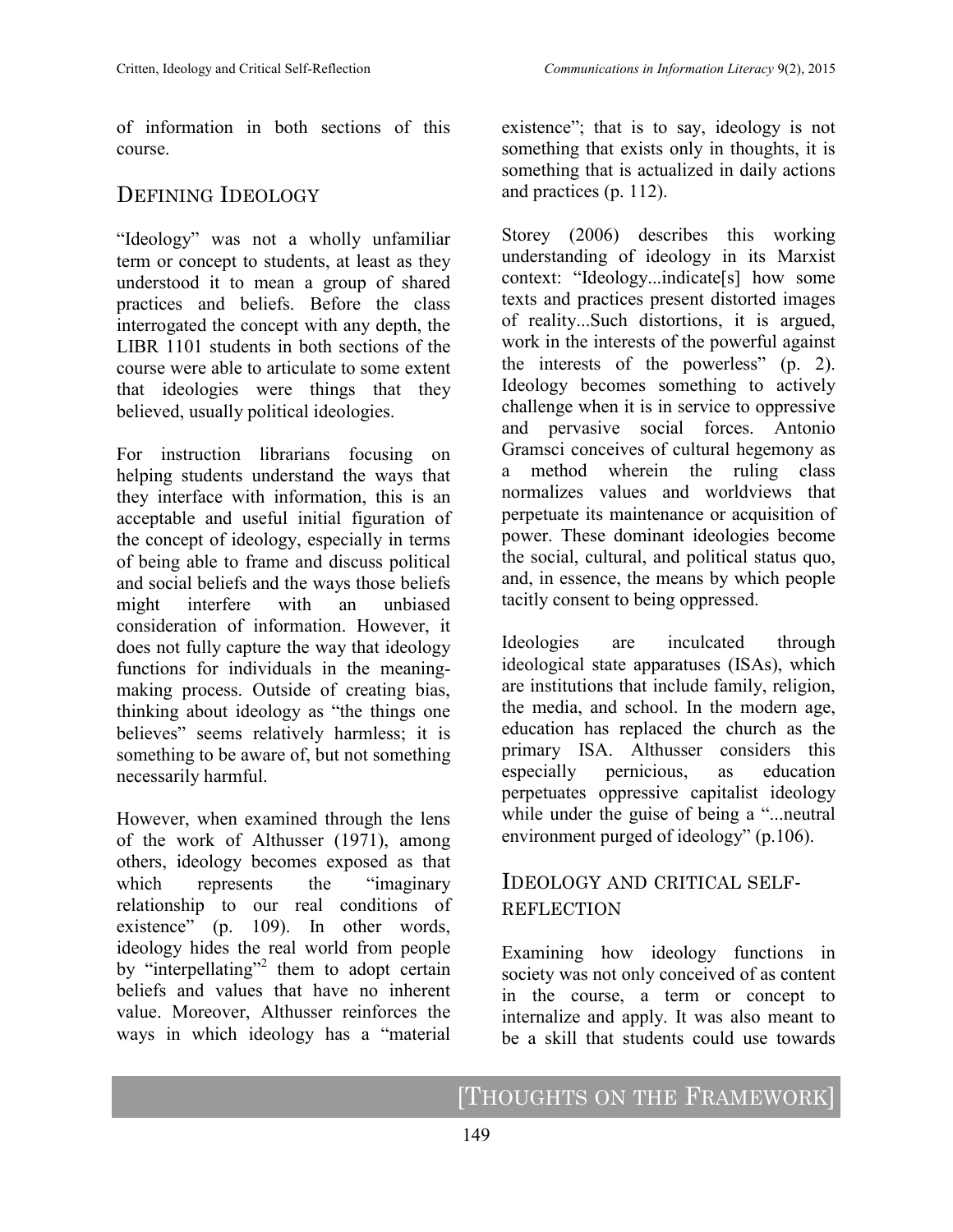of information in both sections of this course.

## Defining Ideology

"Ideology" was not a wholly unfamiliar term or concept to students, at least as they understood it to mean a group of shared practices and beliefs. Before the class interrogated the concept with any depth, the LIBR 1101 students in both sections of the course were able to articulate to some extent that ideologies were things that they believed, usually political ideologies.

For instruction librarians focusing on helping students understand the ways that they interface with information, this is an acceptable and useful initial figuration of the concept of ideology, especially in terms of being able to frame and discuss political and social beliefs and the ways those beliefs might interfere with an unbiased consideration of information. However, it does not fully capture the way that ideology functions for individuals in the meaning-making process. Outside of creating bias, thinking about ideology as "the things one believes" seems relatively harmless; it is something to be aware of, but not something necessarily harmful.

However, when examined through the lens of the work of Althusser (1971), among others, ideology becomes exposed as that which represents the "imaginary relationship to our real conditions of existence" (p. 109). In other words, ideology hides the real world from people by "interpellating"[2] them to adopt certain beliefs and values that have no inherent value. Moreover, Althusser reinforces the ways in which ideology has a "material existence"; that is to say, ideology is not something that exists only in thoughts, it is something that is actualized in daily actions and practices (p. 112).

Storey (2006) describes this working understanding of ideology in its Marxist context: "Ideology...indicate[s] how some texts and practices present distorted images of reality...Such distortions, it is argued, work in the interests of the powerful against the interests of the powerless" (p. 2). Ideology becomes something to actively challenge when it is in service to oppressive and pervasive social forces. Antonio Gramsci conceives of cultural hegemony as a method wherein the ruling class normalizes values and worldviews that perpetuate its maintenance or acquisition of power. These dominant ideologies become the social, cultural, and political status quo, and, in essence, the means by which people tacitly consent to being oppressed.

Ideologies are inculcated through ideological state apparatuses (ISAs), which are institutions that include family, religion, the media, and school. In the modern age, education has replaced the church as the primary ISA. Althusser considers this especially pernicious, as education perpetuates oppressive capitalist ideology while under the guise of being a "...neutral environment purged of ideology" (p.106).

## Ideology and Critical Self-Reflection

Examining how ideology functions in society was not only conceived of as content in the course, a term or concept to internalize and apply. It was also meant to be a skill that students could use towards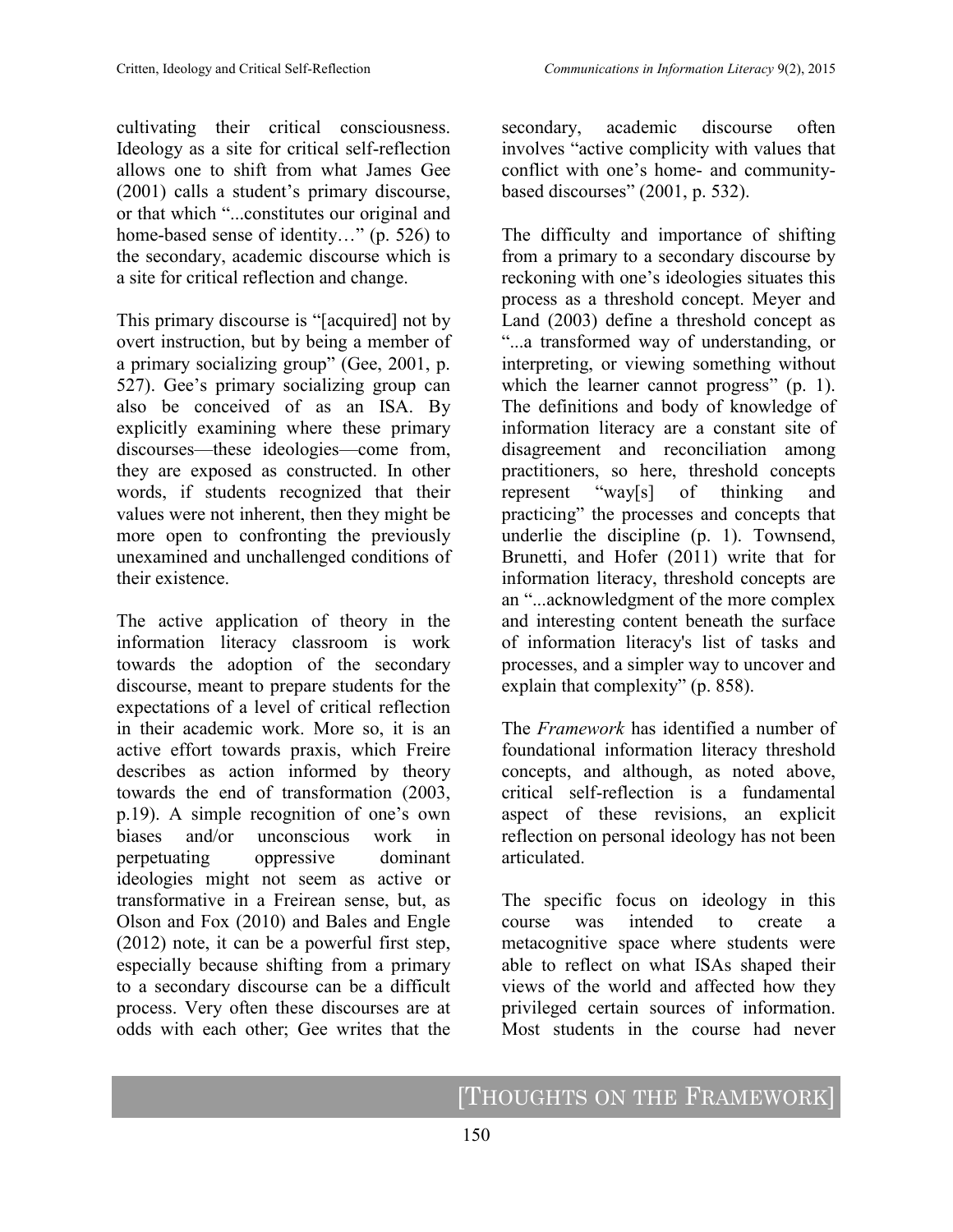cultivating their critical consciousness. Ideology as a site for critical self-reflection allows one to shift from what James Gee (2001) calls a student's primary discourse, or that which "...constitutes our original and home-based sense of identity…" (p. 526) to the secondary, academic discourse which is a site for critical reflection and change.

This primary discourse is "[acquired] not by overt instruction, but by being a member of a primary socializing group" (Gee, 2001, p. 527). Gee's primary socializing group can also be conceived of as an ISA. By explicitly examining where these primary discourses—these ideologies—come from, they are exposed as constructed. In other words, if students recognized that their values were not inherent, then they might be more open to confronting the previously unexamined and unchallenged conditions of their existence.

The active application of theory in the information literacy classroom is work towards the adoption of the secondary discourse, meant to prepare students for the expectations of a level of critical reflection in their academic work. More so, it is an active effort towards praxis, which Freire describes as action informed by theory towards the end of transformation (2003, p.19). A simple recognition of one's own biases and/or unconscious work in perpetuating oppressive dominant ideologies might not seem as active or transformative in a Freirean sense, but, as Olson and Fox (2010) and Bales and Engle (2012) note, it can be a powerful first step, especially because shifting from a primary to a secondary discourse can be a difficult process. Very often these discourses are at odds with each other; Gee writes that the secondary, academic discourse often involves "active complicity with values that conflict with one's home- and community-based discourses" (2001, p. 532).

The difficulty and importance of shifting from a primary to a secondary discourse by reckoning with one's ideologies situates this process as a threshold concept. Meyer and Land (2003) define a threshold concept as "...a transformed way of understanding, or interpreting, or viewing something without which the learner cannot progress" (p. 1). The definitions and body of knowledge of information literacy are a constant site of disagreement and reconciliation among practitioners, so here, threshold concepts represent "way[s] of thinking and practicing" the processes and concepts that underlie the discipline (p. 1). Townsend, Brunetti, and Hofer (2011) write that for information literacy, threshold concepts are an "...acknowledgment of the more complex and interesting content beneath the surface of information literacy's list of tasks and processes, and a simpler way to uncover and explain that complexity" (p. 858).

The *Framework* has identified a number of foundational information literacy threshold concepts, and although, as noted above, critical self-reflection is a fundamental aspect of these revisions, an explicit reflection on personal ideology has not been articulated.

The specific focus on ideology in this course was intended to create a metacognitive space where students were able to reflect on what ISAs shaped their views of the world and affected how they privileged certain sources of information. Most students in the course had never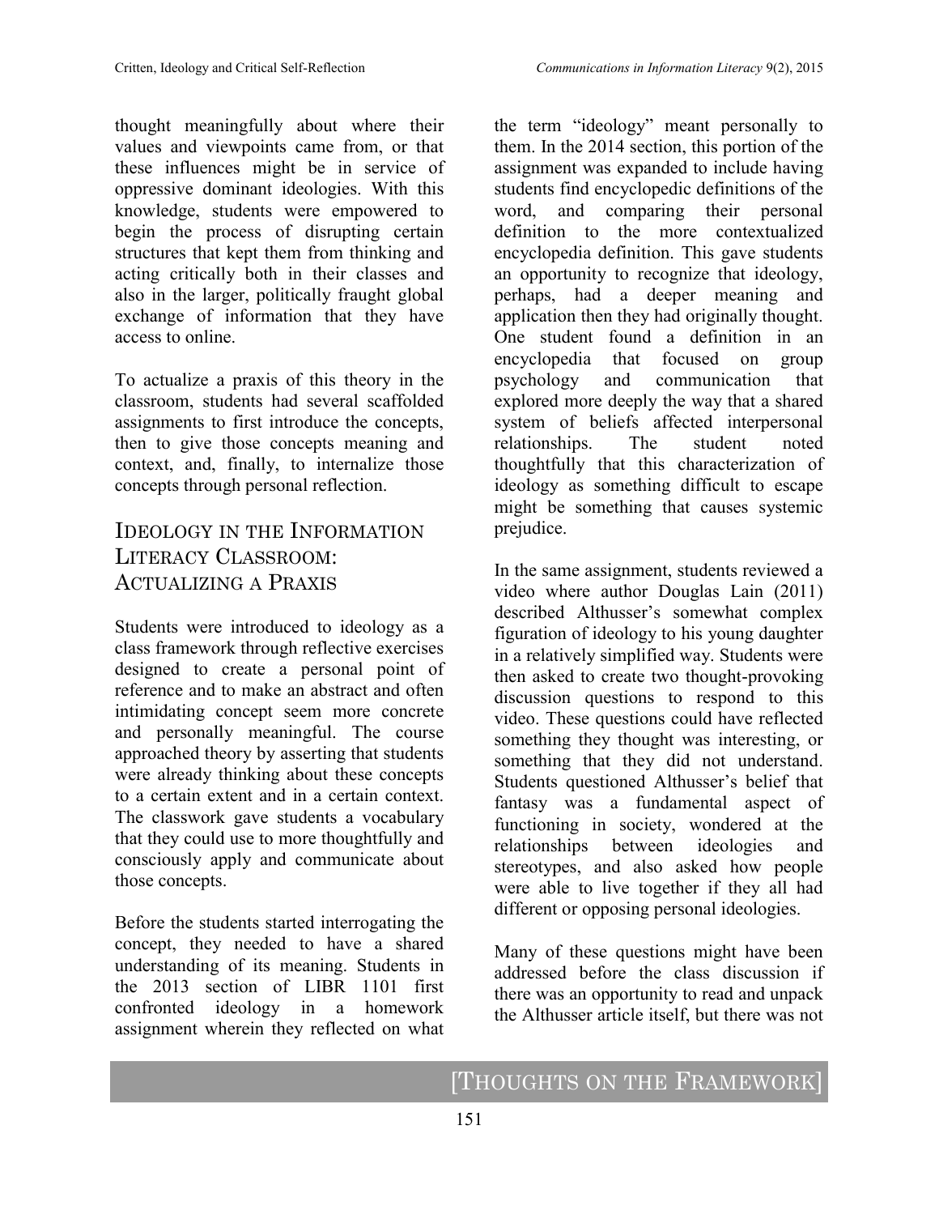thought meaningfully about where their values and viewpoints came from, or that these influences might be in service of oppressive dominant ideologies. With this knowledge, students were empowered to begin the process of disrupting certain structures that kept them from thinking and acting critically both in their classes and also in the larger, politically fraught global exchange of information that they have access to online.

To actualize a praxis of this theory in the classroom, students had several scaffolded assignments to first introduce the concepts, then to give those concepts meaning and context, and, finally, to internalize those concepts through personal reflection.

## Ideology in the Information Literacy Classroom: Actualizing a Praxis

Students were introduced to ideology as a class framework through reflective exercises designed to create a personal point of reference and to make an abstract and often intimidating concept seem more concrete and personally meaningful. The course approached theory by asserting that students were already thinking about these concepts to a certain extent and in a certain context. The classwork gave students a vocabulary that they could use to more thoughtfully and consciously apply and communicate about those concepts.

Before the students started interrogating the concept, they needed to have a shared understanding of its meaning. Students in the 2013 section of LIBR 1101 first confronted ideology in a homework assignment wherein they reflected on what the term "ideology" meant personally to them. In the 2014 section, this portion of the assignment was expanded to include having students find encyclopedic definitions of the word, and comparing their personal definition to the more contextualized encyclopedia definition. This gave students an opportunity to recognize that ideology, perhaps, had a deeper meaning and application then they had originally thought. One student found a definition in an encyclopedia that focused on group psychology and communication that explored more deeply the way that a shared system of beliefs affected interpersonal relationships. The student noted thoughtfully that this characterization of ideology as something difficult to escape might be something that causes systemic prejudice.

In the same assignment, students reviewed a video where author Douglas Lain (2011) described Althusser's somewhat complex figuration of ideology to his young daughter in a relatively simplified way. Students were then asked to create two thought-provoking discussion questions to respond to this video. These questions could have reflected something they thought was interesting, or something that they did not understand. Students questioned Althusser's belief that fantasy was a fundamental aspect of functioning in society, wondered at the relationships between ideologies and stereotypes, and also asked how people were able to live together if they all had different or opposing personal ideologies.

Many of these questions might have been addressed before the class discussion if there was an opportunity to read and unpack the Althusser article itself, but there was not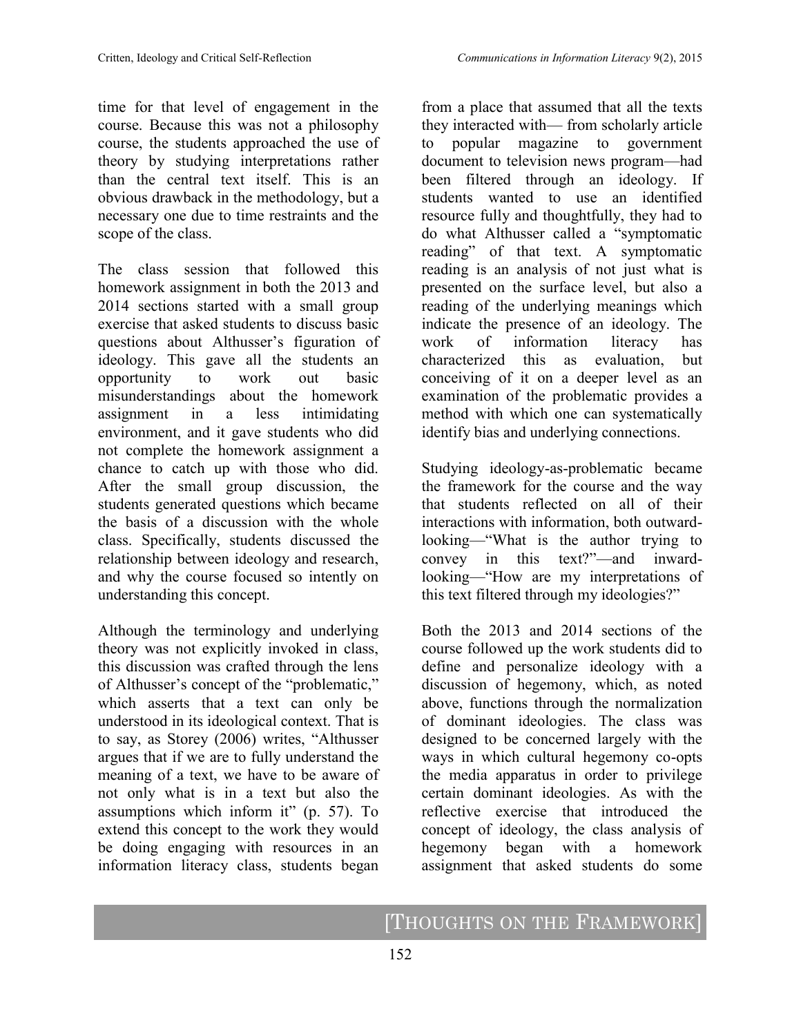time for that level of engagement in the course. Because this was not a philosophy course, the students approached the use of theory by studying interpretations rather than the central text itself. This is an obvious drawback in the methodology, but a necessary one due to time restraints and the scope of the class.

The class session that followed this homework assignment in both the 2013 and 2014 sections started with a small group exercise that asked students to discuss basic questions about Althusser's figuration of ideology. This gave all the students an opportunity to work out basic misunderstandings about the homework assignment in a less intimidating environment, and it gave students who did not complete the homework assignment a chance to catch up with those who did. After the small group discussion, the students generated questions which became the basis of a discussion with the whole class. Specifically, students discussed the relationship between ideology and research, and why the course focused so intently on understanding this concept.

Although the terminology and underlying theory was not explicitly invoked in class, this discussion was crafted through the lens of Althusser's concept of the "problematic," which asserts that a text can only be understood in its ideological context. That is to say, as Storey (2006) writes, "Althusser argues that if we are to fully understand the meaning of a text, we have to be aware of not only what is in a text but also the assumptions which inform it" (p. 57). To extend this concept to the work they would be doing engaging with resources in an information literacy class, students began from a place that assumed that all the texts they interacted with— from scholarly article to popular magazine to government document to television news program—had been filtered through an ideology. If students wanted to use an identified resource fully and thoughtfully, they had to do what Althusser called a "symptomatic reading" of that text. A symptomatic reading is an analysis of not just what is presented on the surface level, but also a reading of the underlying meanings which indicate the presence of an ideology. The work of information literacy has characterized this as evaluation, but conceiving of it on a deeper level as an examination of the problematic provides a method with which one can systematically identify bias and underlying connections.

Studying ideology-as-problematic became the framework for the course and the way that students reflected on all of their interactions with information, both outward-looking—"What is the author trying to convey in this text?"—and inward-looking—"How are my interpretations of this text filtered through my ideologies?"

Both the 2013 and 2014 sections of the course followed up the work students did to define and personalize ideology with a discussion of hegemony, which, as noted above, functions through the normalization of dominant ideologies. The class was designed to be concerned largely with the ways in which cultural hegemony co-opts the media apparatus in order to privilege certain dominant ideologies. As with the reflective exercise that introduced the concept of ideology, the class analysis of hegemony began with a homework assignment that asked students do some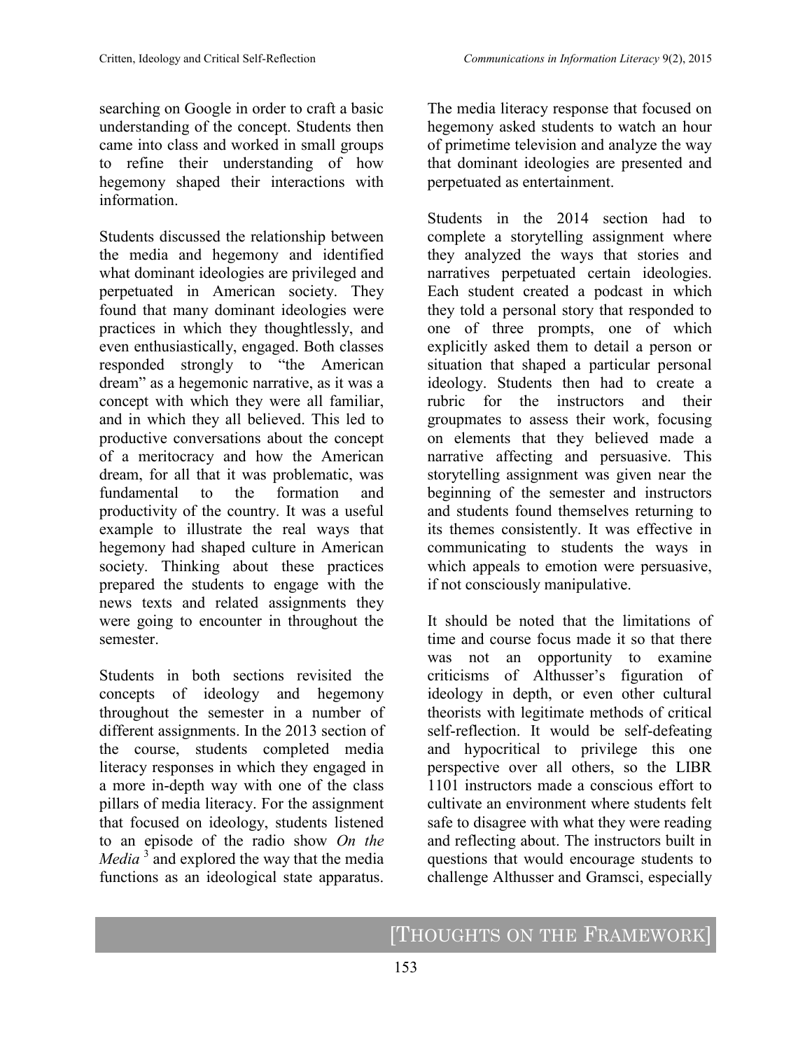searching on Google in order to craft a basic understanding of the concept. Students then came into class and worked in small groups to refine their understanding of how hegemony shaped their interactions with information.

Students discussed the relationship between the media and hegemony and identified what dominant ideologies are privileged and perpetuated in American society. They found that many dominant ideologies were practices in which they thoughtlessly, and even enthusiastically, engaged. Both classes responded strongly to "the American dream" as a hegemonic narrative, as it was a concept with which they were all familiar, and in which they all believed. This led to productive conversations about the concept of a meritocracy and how the American dream, for all that it was problematic, was fundamental to the formation and productivity of the country. It was a useful example to illustrate the real ways that hegemony had shaped culture in American society. Thinking about these practices prepared the students to engage with the news texts and related assignments they were going to encounter in throughout the semester.

Students in both sections revisited the concepts of ideology and hegemony throughout the semester in a number of different assignments. In the 2013 section of the course, students completed media literacy responses in which they engaged in a more in-depth way with one of the class pillars of media literacy. For the assignment that focused on ideology, students listened to an episode of the radio show *On the Media* [3] and explored the way that the media functions as an ideological state apparatus. The media literacy response that focused on hegemony asked students to watch an hour of primetime television and analyze the way that dominant ideologies are presented and perpetuated as entertainment.

Students in the 2014 section had to complete a storytelling assignment where they analyzed the ways that stories and narratives perpetuated certain ideologies. Each student created a podcast in which they told a personal story that responded to one of three prompts, one of which explicitly asked them to detail a person or situation that shaped a particular personal ideology. Students then had to create a rubric for the instructors and their groupmates to assess their work, focusing on elements that they believed made a narrative affecting and persuasive. This storytelling assignment was given near the beginning of the semester and instructors and students found themselves returning to its themes consistently. It was effective in communicating to students the ways in which appeals to emotion were persuasive, if not consciously manipulative.

It should be noted that the limitations of time and course focus made it so that there was not an opportunity to examine criticisms of Althusser's figuration of ideology in depth, or even other cultural theorists with legitimate methods of critical self-reflection. It would be self-defeating and hypocritical to privilege this one perspective over all others, so the LIBR 1101 instructors made a conscious effort to cultivate an environment where students felt safe to disagree with what they were reading and reflecting about. The instructors built in questions that would encourage students to challenge Althusser and Gramsci, especially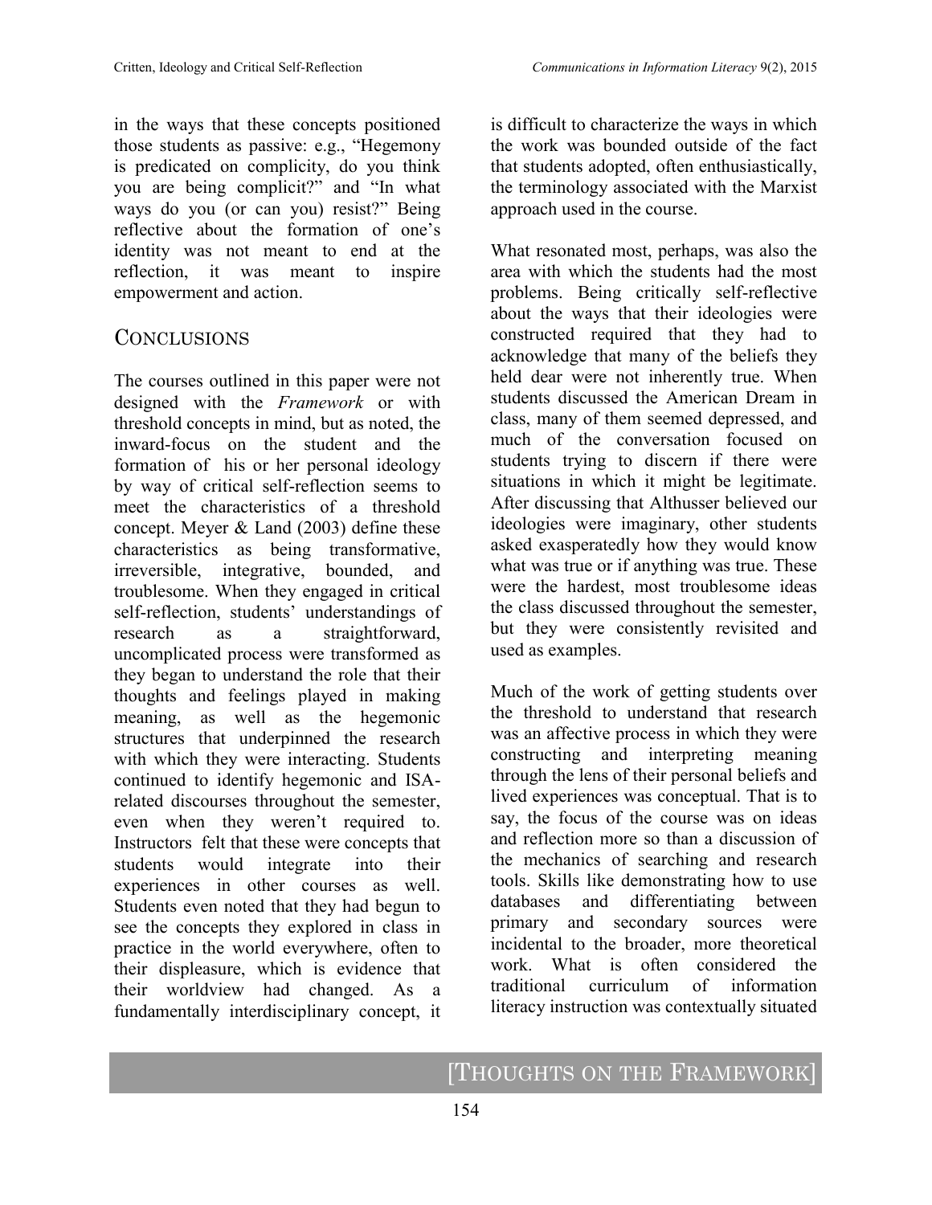in the ways that these concepts positioned those students as passive: e.g., "Hegemony is predicated on complicity, do you think you are being complicit?" and "In what ways do you (or can you) resist?" Being reflective about the formation of one's identity was not meant to end at the reflection, it was meant to inspire empowerment and action.

## Conclusions

The courses outlined in this paper were not designed with the *Framework* or with threshold concepts in mind, but as noted, the inward-focus on the student and the formation of his or her personal ideology by way of critical self-reflection seems to meet the characteristics of a threshold concept. Meyer & Land (2003) define these characteristics as being transformative, irreversible, integrative, bounded, and troublesome. When they engaged in critical self-reflection, students' understandings of research as a straightforward, uncomplicated process were transformed as they began to understand the role that their thoughts and feelings played in making meaning, as well as the hegemonic structures that underpinned the research with which they were interacting. Students continued to identify hegemonic and ISA-related discourses throughout the semester, even when they weren't required to. Instructors felt that these were concepts that students would integrate into their experiences in other courses as well. Students even noted that they had begun to see the concepts they explored in class in practice in the world everywhere, often to their displeasure, which is evidence that their worldview had changed. As a fundamentally interdisciplinary concept, it is difficult to characterize the ways in which the work was bounded outside of the fact that students adopted, often enthusiastically, the terminology associated with the Marxist approach used in the course.

What resonated most, perhaps, was also the area with which the students had the most problems. Being critically self-reflective about the ways that their ideologies were constructed required that they had to acknowledge that many of the beliefs they held dear were not inherently true. When students discussed the American Dream in class, many of them seemed depressed, and much of the conversation focused on students trying to discern if there were situations in which it might be legitimate. After discussing that Althusser believed our ideologies were imaginary, other students asked exasperatedly how they would know what was true or if anything was true. These were the hardest, most troublesome ideas the class discussed throughout the semester, but they were consistently revisited and used as examples.

Much of the work of getting students over the threshold to understand that research was an affective process in which they were constructing and interpreting meaning through the lens of their personal beliefs and lived experiences was conceptual. That is to say, the focus of the course was on ideas and reflection more so than a discussion of the mechanics of searching and research tools. Skills like demonstrating how to use databases and differentiating between primary and secondary sources were incidental to the broader, more theoretical work. What is often considered the traditional curriculum of information literacy instruction was contextually situated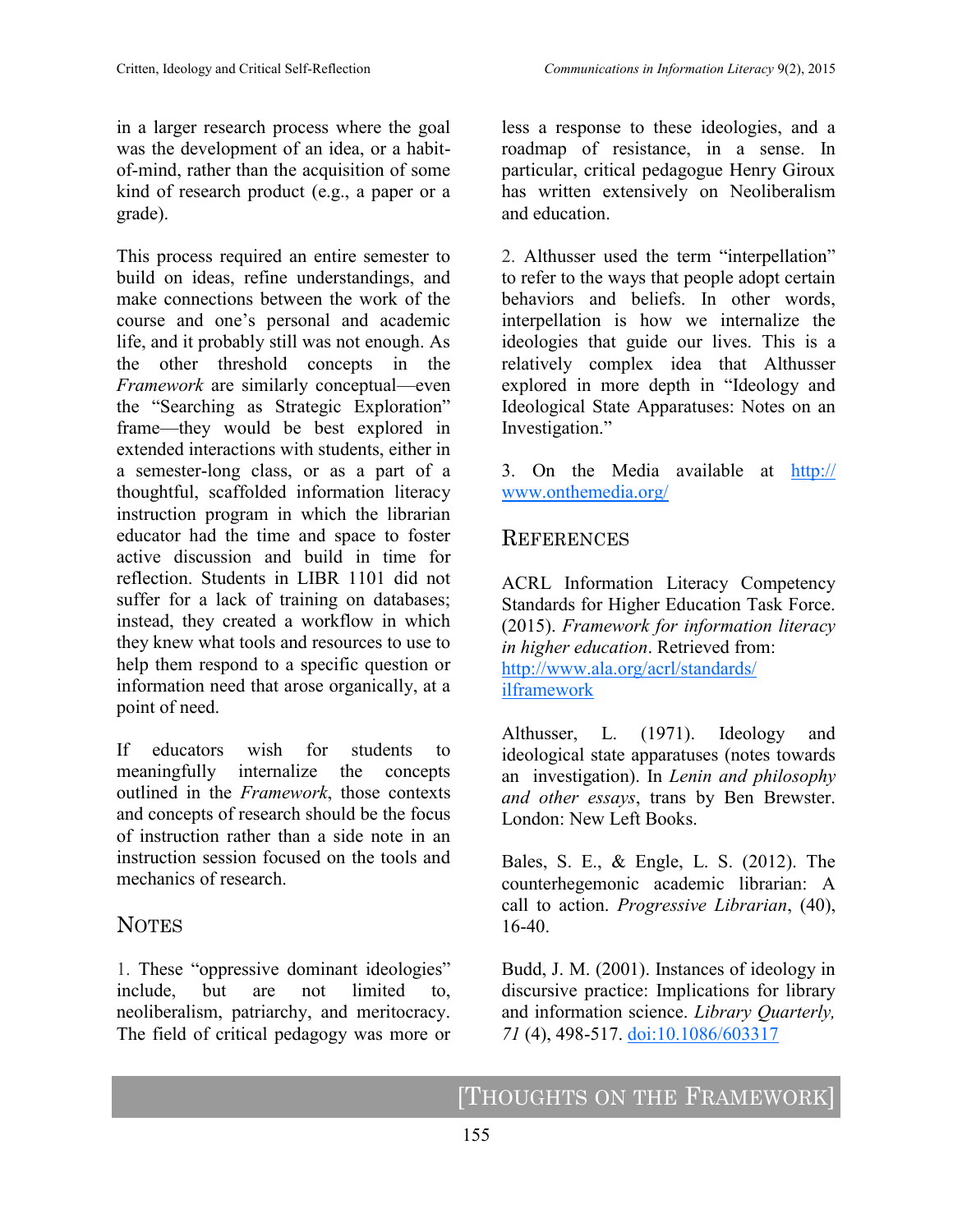in a larger research process where the goal was the development of an idea, or a habit-of-mind, rather than the acquisition of some kind of research product (e.g., a paper or a grade).

This process required an entire semester to build on ideas, refine understandings, and make connections between the work of the course and one's personal and academic life, and it probably still was not enough. As the other threshold concepts in the *Framework* are similarly conceptual—even the "Searching as Strategic Exploration" frame—they would be best explored in extended interactions with students, either in a semester-long class, or as a part of a thoughtful, scaffolded information literacy instruction program in which the librarian educator had the time and space to foster active discussion and build in time for reflection. Students in LIBR 1101 did not suffer for a lack of training on databases; instead, they created a workflow in which they knew what tools and resources to use to help them respond to a specific question or information need that arose organically, at a point of need.

If educators wish for students to meaningfully internalize the concepts outlined in the *Framework*, those contexts and concepts of research should be the focus of instruction rather than a side note in an instruction session focused on the tools and mechanics of research.

## Notes

1. These "oppressive dominant ideologies" include, but are not limited to, neoliberalism, patriarchy, and meritocracy. The field of critical pedagogy was more or less a response to these ideologies, and a roadmap of resistance, in a sense. In particular, critical pedagogue Henry Giroux has written extensively on Neoliberalism and education.

2. Althusser used the term "interpellation" to refer to the ways that people adopt certain behaviors and beliefs. In other words, interpellation is how we internalize the ideologies that guide our lives. This is a relatively complex idea that Althusser explored in more depth in "Ideology and Ideological State Apparatuses: Notes on an Investigation."

3. On the Media available at http://www.onthemedia.org/

## References

ACRL Information Literacy Competency Standards for Higher Education Task Force. (2015). *Framework for information literacy in higher education*. Retrieved from: http://www.ala.org/acrl/standards/ilframework

Althusser, L. (1971). Ideology and ideological state apparatuses (notes towards an investigation). In *Lenin and philosophy and other essays*, trans by Ben Brewster. London: New Left Books.

Bales, S. E., & Engle, L. S. (2012). The counterhegemonic academic librarian: A call to action. *Progressive Librarian*, (40), 16-40.

Budd, J. M. (2001). Instances of ideology in discursive practice: Implications for library and information science. *Library Quarterly, 71* (4), 498-517. doi:10.1086/603317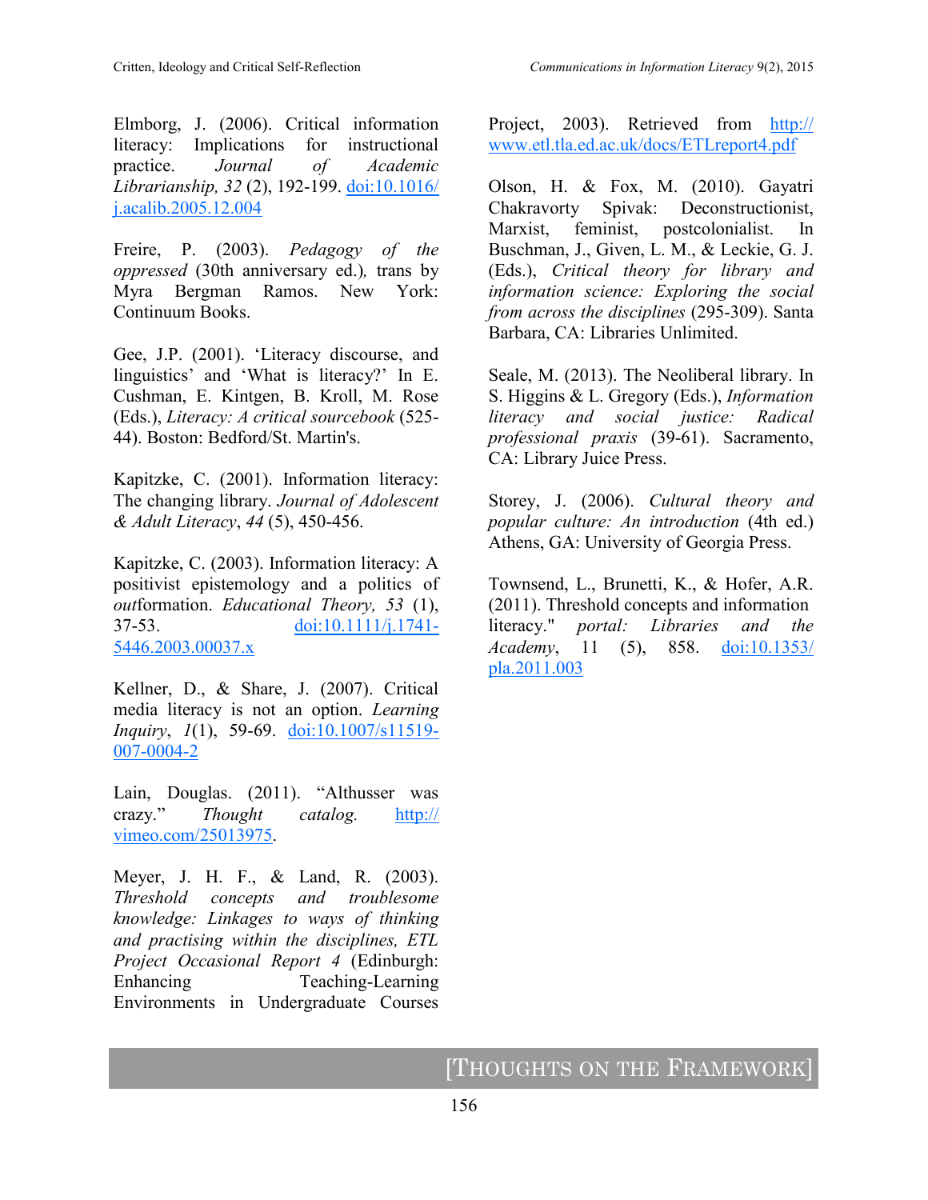Elmborg, J. (2006). Critical information literacy: Implications for instructional practice. *Journal of Academic Librarianship, 32* (2), 192-199. doi:10.1016/j.acalib.2005.12.004

Freire, P. (2003). *Pedagogy of the oppressed* (30th anniversary ed.)*,* trans by Myra Bergman Ramos. New York: Continuum Books.

Gee, J.P. (2001). 'Literacy discourse, and linguistics' and 'What is literacy?' In E. Cushman, E. Kintgen, B. Kroll, M. Rose (Eds.), *Literacy: A critical sourcebook* (525-44). Boston: Bedford/St. Martin's.

Kapitzke, C. (2001). Information literacy: The changing library. *Journal of Adolescent & Adult Literacy*, *44* (5), 450-456.

Kapitzke, C. (2003). Information literacy: A positivist epistemology and a politics of *out*formation. *Educational Theory, 53* (1), 37-53. doi:10.1111/j.1741-5446.2003.00037.x

Kellner, D., & Share, J. (2007). Critical media literacy is not an option. *Learning Inquiry*, *1*(1), 59-69. doi:10.1007/s11519-007-0004-2

Lain, Douglas. (2011). "Althusser was crazy." *Thought catalog.* http://vimeo.com/25013975.

Meyer, J. H. F., & Land, R. (2003). *Threshold concepts and troublesome knowledge: Linkages to ways of thinking and practising within the disciplines, ETL Project Occasional Report 4* (Edinburgh: Enhancing Teaching-Learning Environments in Undergraduate Courses Project, 2003). Retrieved from http://www.etl.tla.ed.ac.uk/docs/ETLreport4.pdf

Olson, H. & Fox, M. (2010). Gayatri Chakravorty Spivak: Deconstructionist, Marxist, feminist, postcolonialist. In Buschman, J., Given, L. M., & Leckie, G. J. (Eds.), *Critical theory for library and information science: Exploring the social from across the disciplines* (295-309). Santa Barbara, CA: Libraries Unlimited.

Seale, M. (2013). The Neoliberal library. In S. Higgins & L. Gregory (Eds.), *Information literacy and social justice: Radical professional praxis* (39-61). Sacramento, CA: Library Juice Press.

Storey, J. (2006). *Cultural theory and popular culture: An introduction* (4th ed.) Athens, GA: University of Georgia Press.

Townsend, L., Brunetti, K., & Hofer, A.R. (2011). Threshold concepts and information literacy." *portal: Libraries and the Academy*, 11 (5), 858. doi:10.1353/pla.2011.003